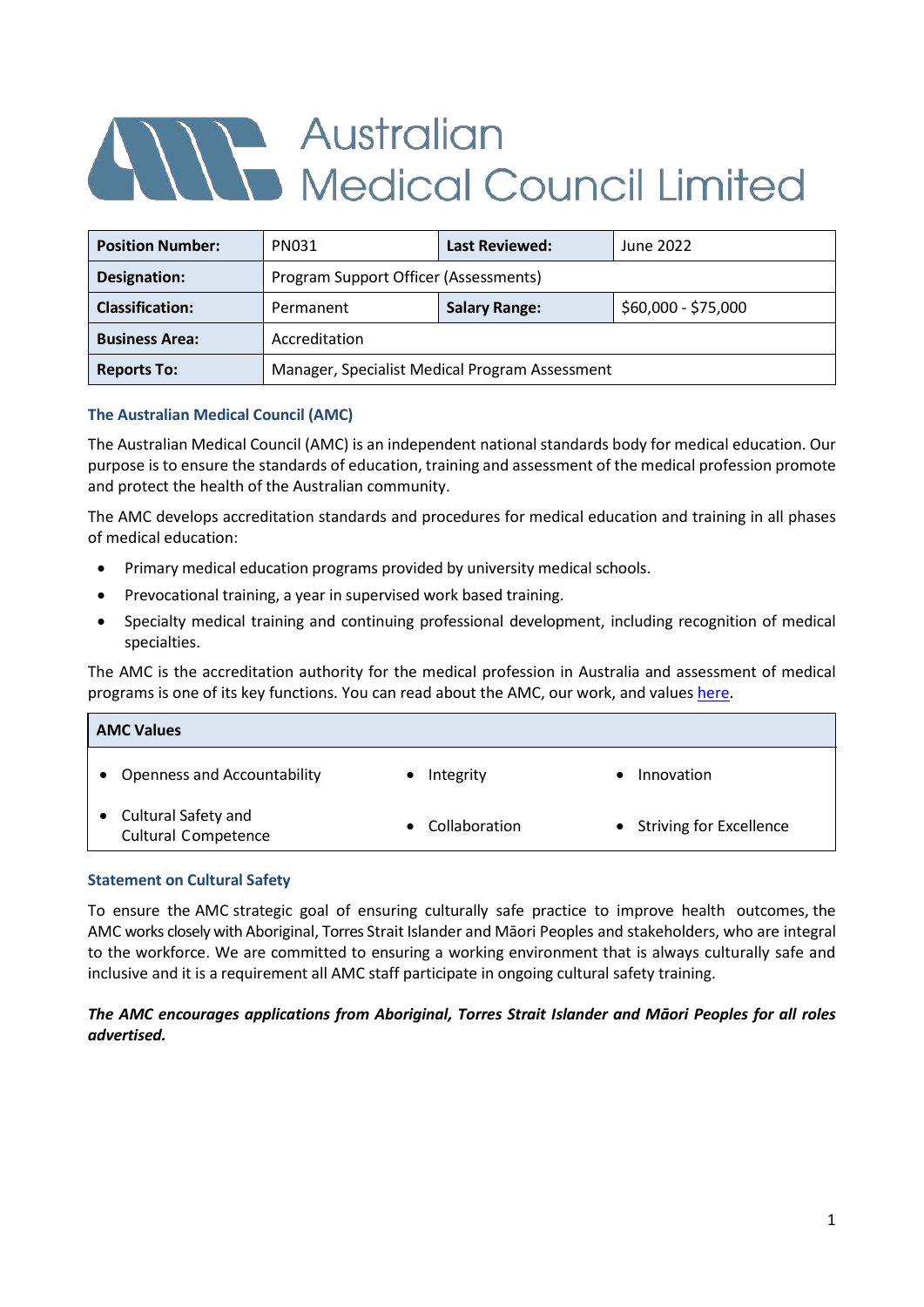# Australian Medical Council Limited

| Position Number: | PN031 | Last Reviewed: | June 2022 |
|---|---|---|---|
| Designation: | Program Support Officer (Assessments) | | |
| Classification: | Permanent | Salary Range: | $60,000 - $75,000 |
| Business Area: | Accreditation | | |
| Reports To: | Manager, Specialist Medical Program Assessment | | |

### The Australian Medical Council (AMC)

The Australian Medical Council (AMC) is an independent national standards body for medical education. Our purpose is to ensure the standards of education, training and assessment of the medical profession promote and protect the health of the Australian community.

The AMC develops accreditation standards and procedures for medical education and training in all phases of medical education:

- Primary medical education programs provided by university medical schools.
- Prevocational training, a year in supervised work based training.
- Specialty medical training and continuing professional development, including recognition of medical specialties.

The AMC is the accreditation authority for the medical profession in Australia and assessment of medical programs is one of its key functions. You can read about the AMC, our work, and values here.

| AMC Values | | |
|---|---|---|
| • Openness and Accountability | • Integrity | • Innovation |
| • Cultural Safety and Cultural Competence | • Collaboration | • Striving for Excellence |

### Statement on Cultural Safety

To ensure the AMC strategic goal of ensuring culturally safe practice to improve health outcomes, the AMC works closely with Aboriginal, Torres Strait Islander and Māori Peoples and stakeholders, who are integral to the workforce. We are committed to ensuring a working environment that is always culturally safe and inclusive and it is a requirement all AMC staff participate in ongoing cultural safety training.

***The AMC encourages applications from Aboriginal, Torres Strait Islander and Māori Peoples for all roles advertised.***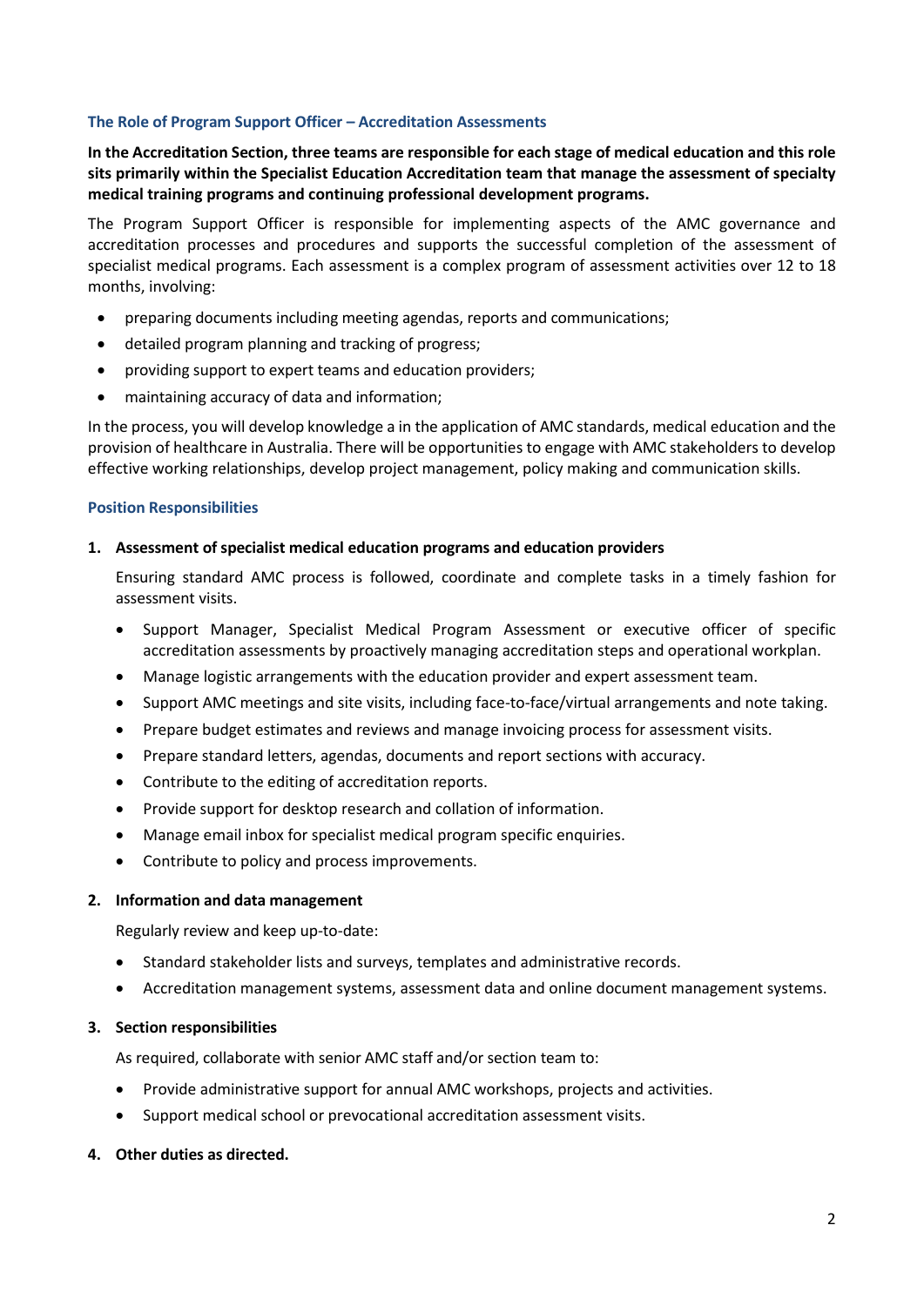## The Role of Program Support Officer – Accreditation Assessments

**In the Accreditation Section, three teams are responsible for each stage of medical education and this role sits primarily within the Specialist Education Accreditation team that manage the assessment of specialty medical training programs and continuing professional development programs.**

The Program Support Officer is responsible for implementing aspects of the AMC governance and accreditation processes and procedures and supports the successful completion of the assessment of specialist medical programs. Each assessment is a complex program of assessment activities over 12 to 18 months, involving:

- preparing documents including meeting agendas, reports and communications;
- detailed program planning and tracking of progress;
- providing support to expert teams and education providers;
- maintaining accuracy of data and information;

In the process, you will develop knowledge a in the application of AMC standards, medical education and the provision of healthcare in Australia. There will be opportunities to engage with AMC stakeholders to develop effective working relationships, develop project management, policy making and communication skills.

## Position Responsibilities

1. **Assessment of specialist medical education programs and education providers**

   Ensuring standard AMC process is followed, coordinate and complete tasks in a timely fashion for assessment visits.

   - Support Manager, Specialist Medical Program Assessment or executive officer of specific accreditation assessments by proactively managing accreditation steps and operational workplan.
   - Manage logistic arrangements with the education provider and expert assessment team.
   - Support AMC meetings and site visits, including face-to-face/virtual arrangements and note taking.
   - Prepare budget estimates and reviews and manage invoicing process for assessment visits.
   - Prepare standard letters, agendas, documents and report sections with accuracy.
   - Contribute to the editing of accreditation reports.
   - Provide support for desktop research and collation of information.
   - Manage email inbox for specialist medical program specific enquiries.
   - Contribute to policy and process improvements.

2. **Information and data management**

   Regularly review and keep up-to-date:

   - Standard stakeholder lists and surveys, templates and administrative records.
   - Accreditation management systems, assessment data and online document management systems.

3. **Section responsibilities**

   As required, collaborate with senior AMC staff and/or section team to:

   - Provide administrative support for annual AMC workshops, projects and activities.
   - Support medical school or prevocational accreditation assessment visits.

4. **Other duties as directed.**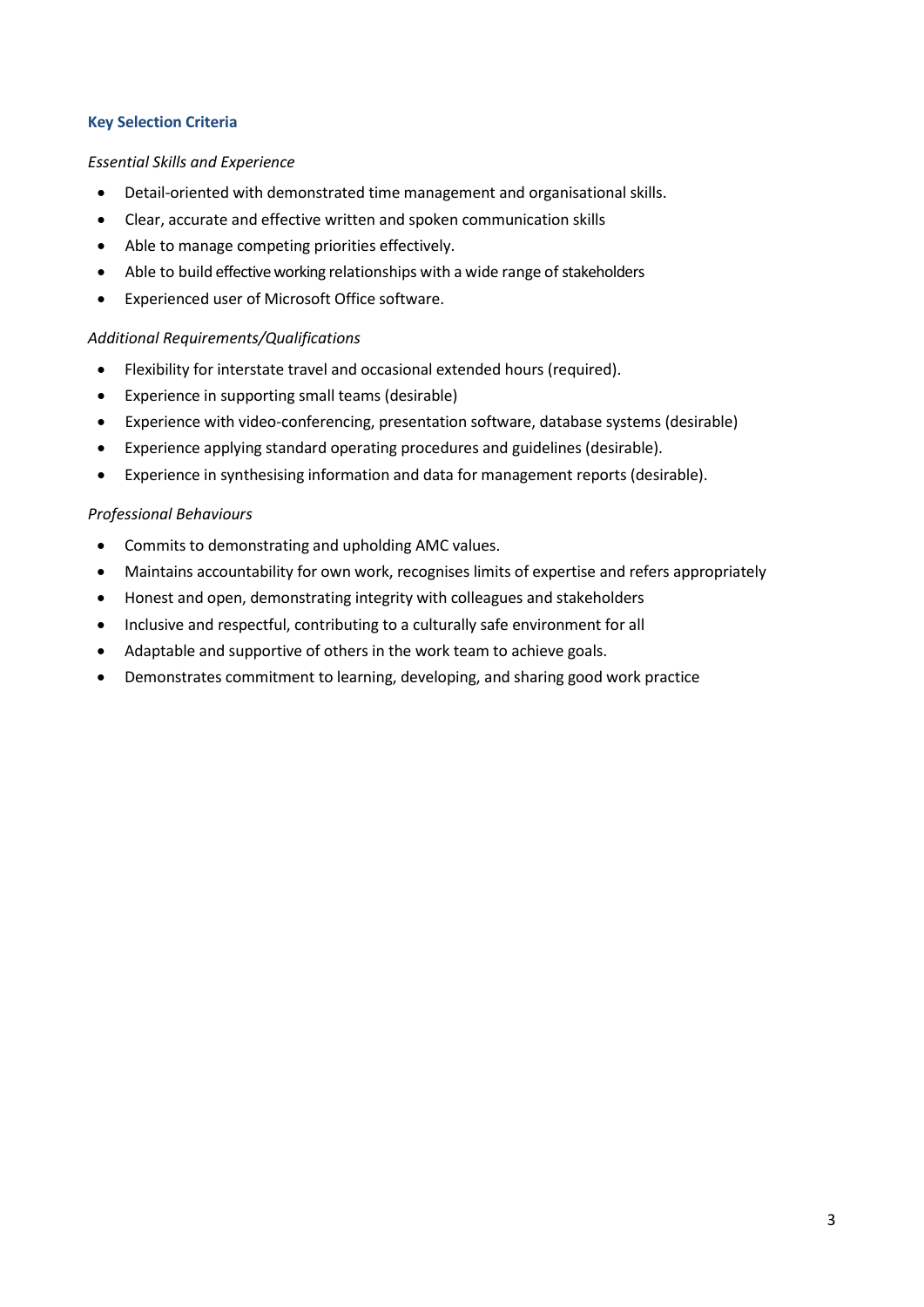### Key Selection Criteria

*Essential Skills and Experience*

- Detail-oriented with demonstrated time management and organisational skills.
- Clear, accurate and effective written and spoken communication skills
- Able to manage competing priorities effectively.
- Able to build effective working relationships with a wide range of stakeholders
- Experienced user of Microsoft Office software.

*Additional Requirements/Qualifications*

- Flexibility for interstate travel and occasional extended hours (required).
- Experience in supporting small teams (desirable)
- Experience with video-conferencing, presentation software, database systems (desirable)
- Experience applying standard operating procedures and guidelines (desirable).
- Experience in synthesising information and data for management reports (desirable).

*Professional Behaviours*

- Commits to demonstrating and upholding AMC values.
- Maintains accountability for own work, recognises limits of expertise and refers appropriately
- Honest and open, demonstrating integrity with colleagues and stakeholders
- Inclusive and respectful, contributing to a culturally safe environment for all
- Adaptable and supportive of others in the work team to achieve goals.
- Demonstrates commitment to learning, developing, and sharing good work practice